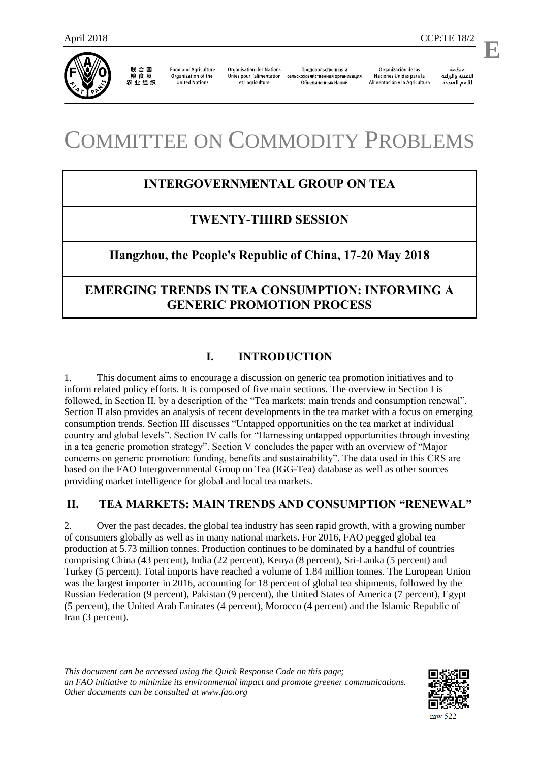April 2018 CCP:TE 18/2

**E**

联合国粮食及农业组织 | Food and Agriculture Organization of the United Nations | Organisation des Nations Unies pour l'alimentation et l'agriculture | Продовольственная и сельскохозяйственная организация Объединенных Наций | Organización de las Naciones Unidas para la Alimentación y la Agricultura | منظمة الأغذية والزراعة للأمم المتحدة

# COMMITTEE ON COMMODITY PROBLEMS

## INTERGOVERNMENTAL GROUP ON TEA

## TWENTY-THIRD SESSION

## Hangzhou, the People's Republic of China, 17-20 May 2018

## EMERGING TRENDS IN TEA CONSUMPTION: INFORMING A GENERIC PROMOTION PROCESS

## I. INTRODUCTION

1. This document aims to encourage a discussion on generic tea promotion initiatives and to inform related policy efforts. It is composed of five main sections. The overview in Section I is followed, in Section II, by a description of the "Tea markets: main trends and consumption renewal". Section II also provides an analysis of recent developments in the tea market with a focus on emerging consumption trends. Section III discusses "Untapped opportunities on the tea market at individual country and global levels". Section IV calls for "Harnessing untapped opportunities through investing in a tea generic promotion strategy". Section V concludes the paper with an overview of "Major concerns on generic promotion: funding, benefits and sustainability". The data used in this CRS are based on the FAO Intergovernmental Group on Tea (IGG-Tea) database as well as other sources providing market intelligence for global and local tea markets.

## II. TEA MARKETS: MAIN TRENDS AND CONSUMPTION "RENEWAL"

2. Over the past decades, the global tea industry has seen rapid growth, with a growing number of consumers globally as well as in many national markets. For 2016, FAO pegged global tea production at 5.73 million tonnes. Production continues to be dominated by a handful of countries comprising China (43 percent), India (22 percent), Kenya (8 percent), Sri-Lanka (5 percent) and Turkey (5 percent). Total imports have reached a volume of 1.84 million tonnes. The European Union was the largest importer in 2016, accounting for 18 percent of global tea shipments, followed by the Russian Federation (9 percent), Pakistan (9 percent), the United States of America (7 percent), Egypt (5 percent), the United Arab Emirates (4 percent), Morocco (4 percent) and the Islamic Republic of Iran (3 percent).

*This document can be accessed using the Quick Response Code on this page; an FAO initiative to minimize its environmental impact and promote greener communications. Other documents can be consulted at www.fao.org*

mw 522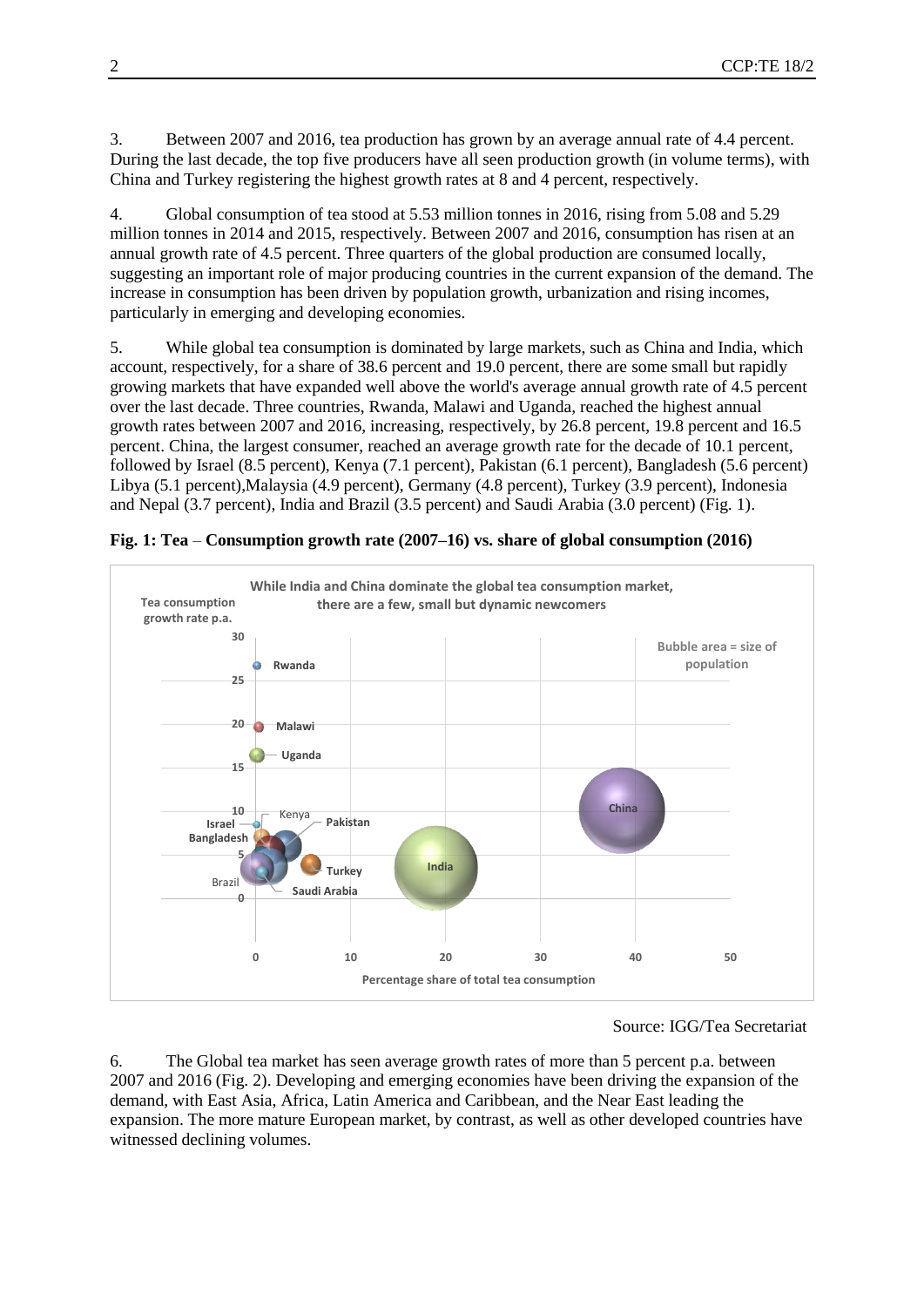3. Between 2007 and 2016, tea production has grown by an average annual rate of 4.4 percent. During the last decade, the top five producers have all seen production growth (in volume terms), with China and Turkey registering the highest growth rates at 8 and 4 percent, respectively.

4. Global consumption of tea stood at 5.53 million tonnes in 2016, rising from 5.08 and 5.29 million tonnes in 2014 and 2015, respectively. Between 2007 and 2016, consumption has risen at an annual growth rate of 4.5 percent. Three quarters of the global production are consumed locally, suggesting an important role of major producing countries in the current expansion of the demand. The increase in consumption has been driven by population growth, urbanization and rising incomes, particularly in emerging and developing economies.

5. While global tea consumption is dominated by large markets, such as China and India, which account, respectively, for a share of 38.6 percent and 19.0 percent, there are some small but rapidly growing markets that have expanded well above the world's average annual growth rate of 4.5 percent over the last decade. Three countries, Rwanda, Malawi and Uganda, reached the highest annual growth rates between 2007 and 2016, increasing, respectively, by 26.8 percent, 19.8 percent and 16.5 percent. China, the largest consumer, reached an average growth rate for the decade of 10.1 percent, followed by Israel (8.5 percent), Kenya (7.1 percent), Pakistan (6.1 percent), Bangladesh (5.6 percent) Libya (5.1 percent),Malaysia (4.9 percent), Germany (4.8 percent), Turkey (3.9 percent), Indonesia and Nepal (3.7 percent), India and Brazil (3.5 percent) and Saudi Arabia (3.0 percent) (Fig. 1).

**Fig. 1: Tea – Consumption growth rate (2007–16) vs. share of global consumption (2016)**

While India and China dominate the global tea consumption market, there are a few, small but dynamic newcomers

Tea consumption growth rate p.a.

Bubble area = size of population

Rwanda
Malawi
Uganda
Kenya
Israel
Bangladesh
Pakistan
Brazil
Turkey
Saudi Arabia
India
China

0
5
10
15
20
25
30

0
10
20
30
40
50

Percentage share of total tea consumption

Source: IGG/Tea Secretariat

6. The Global tea market has seen average growth rates of more than 5 percent p.a. between 2007 and 2016 (Fig. 2). Developing and emerging economies have been driving the expansion of the demand, with East Asia, Africa, Latin America and Caribbean, and the Near East leading the expansion. The more mature European market, by contrast, as well as other developed countries have witnessed declining volumes.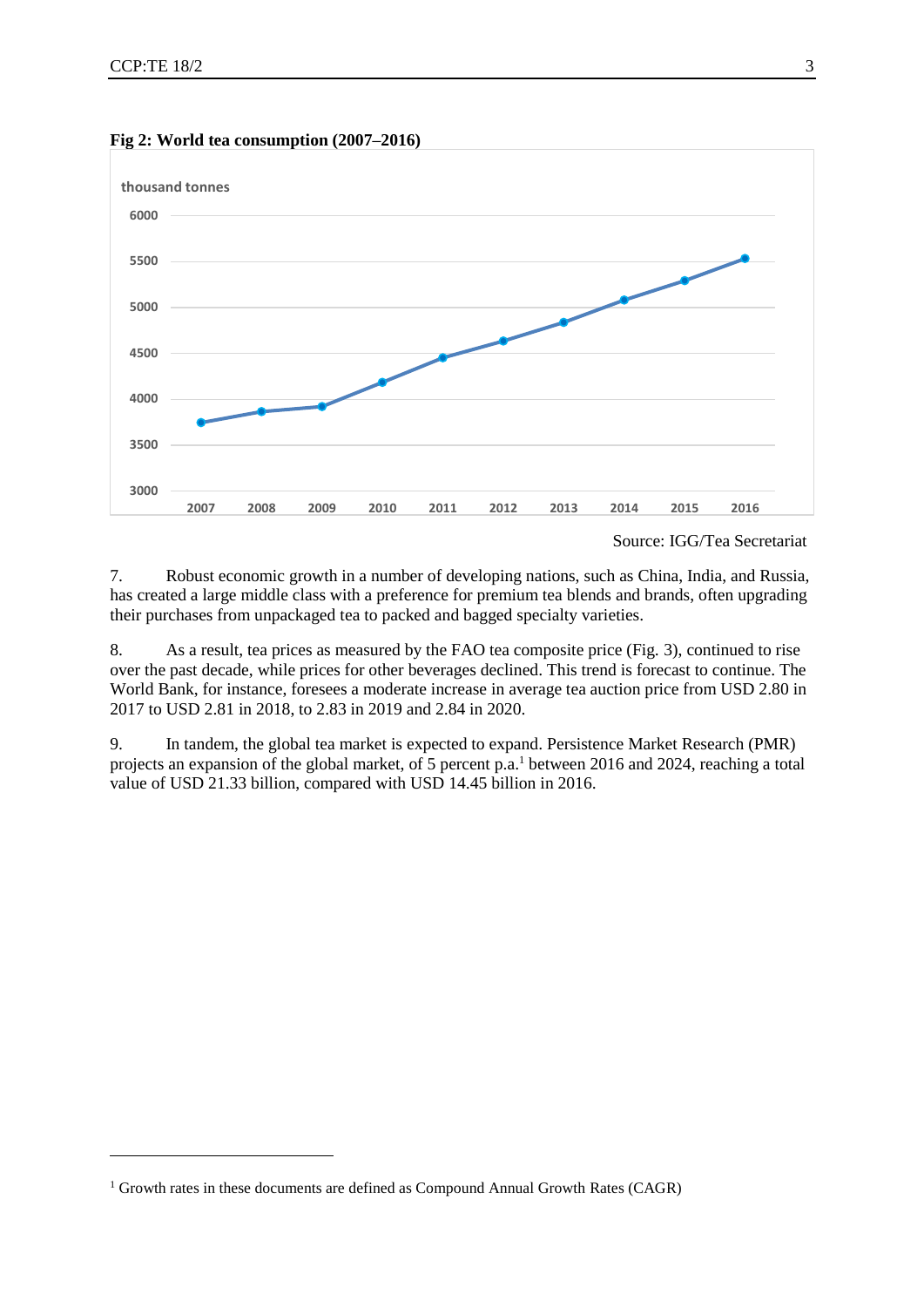**Fig 2: World tea consumption (2007–2016)**

thousand tonnes

6000
5500
5000
4500
4000
3500
3000

2007 2008 2009 2010 2011 2012 2013 2014 2015 2016

Source: IGG/Tea Secretariat

7. Robust economic growth in a number of developing nations, such as China, India, and Russia, has created a large middle class with a preference for premium tea blends and brands, often upgrading their purchases from unpackaged tea to packed and bagged specialty varieties.

8. As a result, tea prices as measured by the FAO tea composite price (Fig. 3), continued to rise over the past decade, while prices for other beverages declined. This trend is forecast to continue. The World Bank, for instance, foresees a moderate increase in average tea auction price from USD 2.80 in 2017 to USD 2.81 in 2018, to 2.83 in 2019 and 2.84 in 2020.

9. In tandem, the global tea market is expected to expand. Persistence Market Research (PMR) projects an expansion of the global market, of 5 percent p.a.[1] between 2016 and 2024, reaching a total value of USD 21.33 billion, compared with USD 14.45 billion in 2016.

[1] Growth rates in these documents are defined as Compound Annual Growth Rates (CAGR)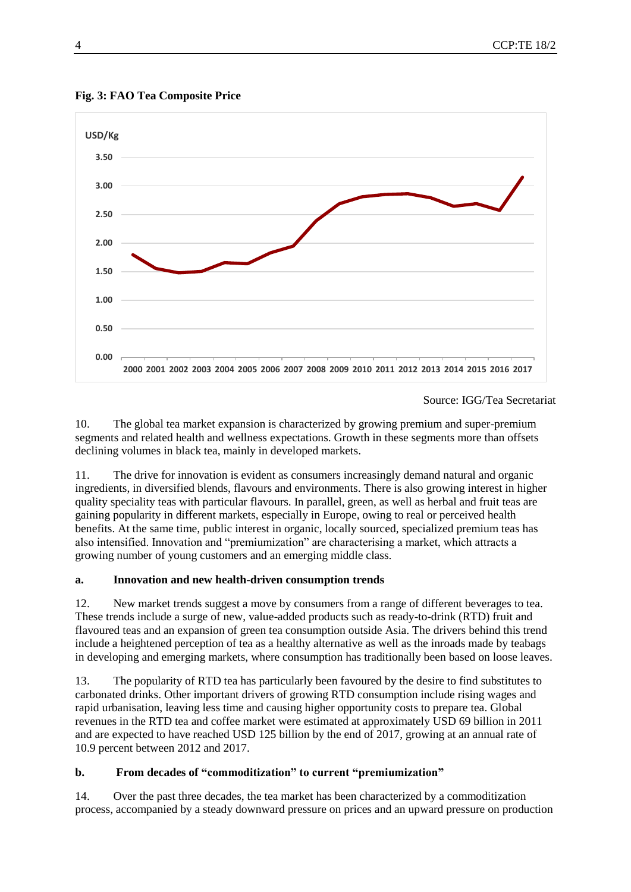**Fig. 3: FAO Tea Composite Price**

USD/Kg

3.50
3.00
2.50
2.00
1.50
1.00
0.50
0.00

2000 2001 2002 2003 2004 2005 2006 2007 2008 2009 2010 2011 2012 2013 2014 2015 2016 2017

Source: IGG/Tea Secretariat

10. The global tea market expansion is characterized by growing premium and super-premium segments and related health and wellness expectations. Growth in these segments more than offsets declining volumes in black tea, mainly in developed markets.

11. The drive for innovation is evident as consumers increasingly demand natural and organic ingredients, in diversified blends, flavours and environments. There is also growing interest in higher quality speciality teas with particular flavours. In parallel, green, as well as herbal and fruit teas are gaining popularity in different markets, especially in Europe, owing to real or perceived health benefits. At the same time, public interest in organic, locally sourced, specialized premium teas has also intensified. Innovation and "premiumization" are characterising a market, which attracts a growing number of young customers and an emerging middle class.

### a. Innovation and new health-driven consumption trends

12. New market trends suggest a move by consumers from a range of different beverages to tea. These trends include a surge of new, value-added products such as ready-to-drink (RTD) fruit and flavoured teas and an expansion of green tea consumption outside Asia. The drivers behind this trend include a heightened perception of tea as a healthy alternative as well as the inroads made by teabags in developing and emerging markets, where consumption has traditionally been based on loose leaves.

13. The popularity of RTD tea has particularly been favoured by the desire to find substitutes to carbonated drinks. Other important drivers of growing RTD consumption include rising wages and rapid urbanisation, leaving less time and causing higher opportunity costs to prepare tea. Global revenues in the RTD tea and coffee market were estimated at approximately USD 69 billion in 2011 and are expected to have reached USD 125 billion by the end of 2017, growing at an annual rate of 10.9 percent between 2012 and 2017.

### b. From decades of "commoditization" to current "premiumization"

14. Over the past three decades, the tea market has been characterized by a commoditization process, accompanied by a steady downward pressure on prices and an upward pressure on production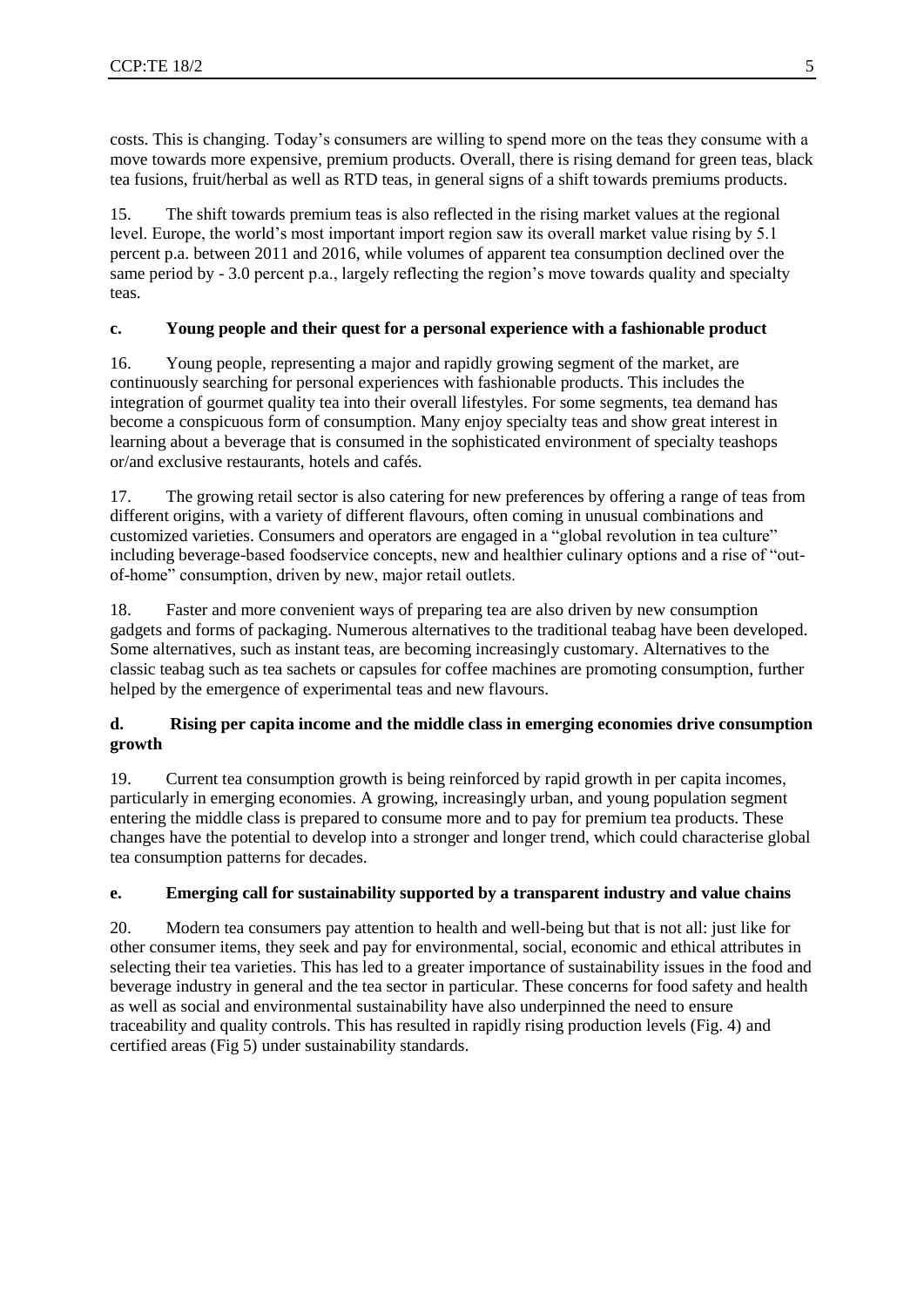costs. This is changing. Today's consumers are willing to spend more on the teas they consume with a move towards more expensive, premium products. Overall, there is rising demand for green teas, black tea fusions, fruit/herbal as well as RTD teas, in general signs of a shift towards premiums products.

15. The shift towards premium teas is also reflected in the rising market values at the regional level. Europe, the world's most important import region saw its overall market value rising by 5.1 percent p.a. between 2011 and 2016, while volumes of apparent tea consumption declined over the same period by - 3.0 percent p.a., largely reflecting the region's move towards quality and specialty teas.

### c. Young people and their quest for a personal experience with a fashionable product

16. Young people, representing a major and rapidly growing segment of the market, are continuously searching for personal experiences with fashionable products. This includes the integration of gourmet quality tea into their overall lifestyles. For some segments, tea demand has become a conspicuous form of consumption. Many enjoy specialty teas and show great interest in learning about a beverage that is consumed in the sophisticated environment of specialty teashops or/and exclusive restaurants, hotels and cafés.

17. The growing retail sector is also catering for new preferences by offering a range of teas from different origins, with a variety of different flavours, often coming in unusual combinations and customized varieties. Consumers and operators are engaged in a "global revolution in tea culture" including beverage-based foodservice concepts, new and healthier culinary options and a rise of "out-of-home" consumption, driven by new, major retail outlets.

18. Faster and more convenient ways of preparing tea are also driven by new consumption gadgets and forms of packaging. Numerous alternatives to the traditional teabag have been developed. Some alternatives, such as instant teas, are becoming increasingly customary. Alternatives to the classic teabag such as tea sachets or capsules for coffee machines are promoting consumption, further helped by the emergence of experimental teas and new flavours.

### d. Rising per capita income and the middle class in emerging economies drive consumption growth

19. Current tea consumption growth is being reinforced by rapid growth in per capita incomes, particularly in emerging economies. A growing, increasingly urban, and young population segment entering the middle class is prepared to consume more and to pay for premium tea products. These changes have the potential to develop into a stronger and longer trend, which could characterise global tea consumption patterns for decades.

### e. Emerging call for sustainability supported by a transparent industry and value chains

20. Modern tea consumers pay attention to health and well-being but that is not all: just like for other consumer items, they seek and pay for environmental, social, economic and ethical attributes in selecting their tea varieties. This has led to a greater importance of sustainability issues in the food and beverage industry in general and the tea sector in particular. These concerns for food safety and health as well as social and environmental sustainability have also underpinned the need to ensure traceability and quality controls. This has resulted in rapidly rising production levels (Fig. 4) and certified areas (Fig 5) under sustainability standards.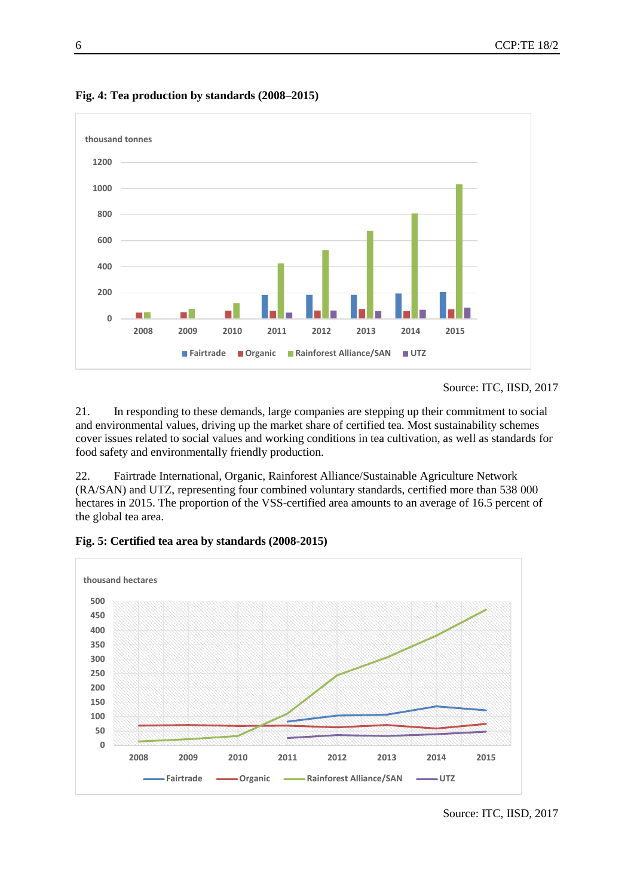**Fig. 4: Tea production by standards (2008–2015)**

thousand tonnes

1200
1000
800
600
400
200
0

2008 2009 2010 2011 2012 2013 2014 2015

Fairtrade Organic Rainforest Alliance/SAN UTZ

Source: ITC, IISD, 2017

21. In responding to these demands, large companies are stepping up their commitment to social and environmental values, driving up the market share of certified tea. Most sustainability schemes cover issues related to social values and working conditions in tea cultivation, as well as standards for food safety and environmentally friendly production.

22. Fairtrade International, Organic, Rainforest Alliance/Sustainable Agriculture Network (RA/SAN) and UTZ, representing four combined voluntary standards, certified more than 538 000 hectares in 2015. The proportion of the VSS-certified area amounts to an average of 16.5 percent of the global tea area.

**Fig. 5: Certified tea area by standards (2008-2015)**

thousand hectares

500
450
400
350
300
250
200
150
100
50
0

2008 2009 2010 2011 2012 2013 2014 2015

Fairtrade Organic Rainforest Alliance/SAN UTZ

Source: ITC, IISD, 2017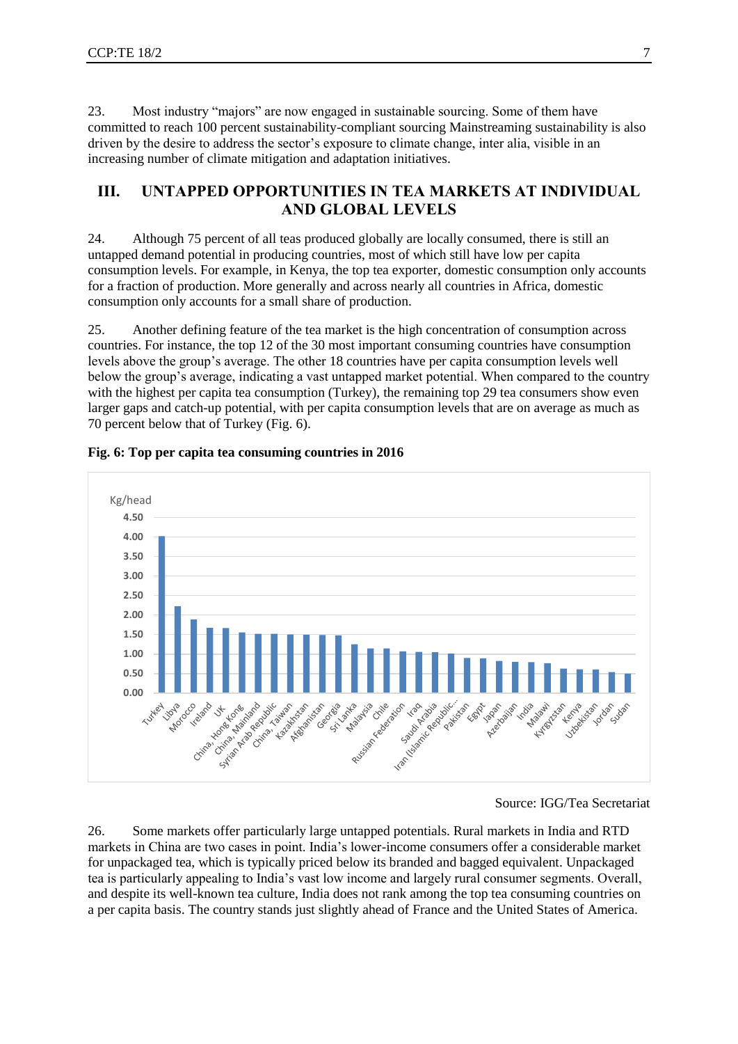23. Most industry "majors" are now engaged in sustainable sourcing. Some of them have committed to reach 100 percent sustainability-compliant sourcing Mainstreaming sustainability is also driven by the desire to address the sector's exposure to climate change, inter alia, visible in an increasing number of climate mitigation and adaptation initiatives.

## III. UNTAPPED OPPORTUNITIES IN TEA MARKETS AT INDIVIDUAL AND GLOBAL LEVELS

24. Although 75 percent of all teas produced globally are locally consumed, there is still an untapped demand potential in producing countries, most of which still have low per capita consumption levels. For example, in Kenya, the top tea exporter, domestic consumption only accounts for a fraction of production. More generally and across nearly all countries in Africa, domestic consumption only accounts for a small share of production.

25. Another defining feature of the tea market is the high concentration of consumption across countries. For instance, the top 12 of the 30 most important consuming countries have consumption levels above the group's average. The other 18 countries have per capita consumption levels well below the group's average, indicating a vast untapped market potential. When compared to the country with the highest per capita tea consumption (Turkey), the remaining top 29 tea consumers show even larger gaps and catch-up potential, with per capita consumption levels that are on average as much as 70 percent below that of Turkey (Fig. 6).

**Fig. 6: Top per capita tea consuming countries in 2016**

Source: IGG/Tea Secretariat

26. Some markets offer particularly large untapped potentials. Rural markets in India and RTD markets in China are two cases in point. India's lower-income consumers offer a considerable market for unpackaged tea, which is typically priced below its branded and bagged equivalent. Unpackaged tea is particularly appealing to India's vast low income and largely rural consumer segments. Overall, and despite its well-known tea culture, India does not rank among the top tea consuming countries on a per capita basis. The country stands just slightly ahead of France and the United States of America.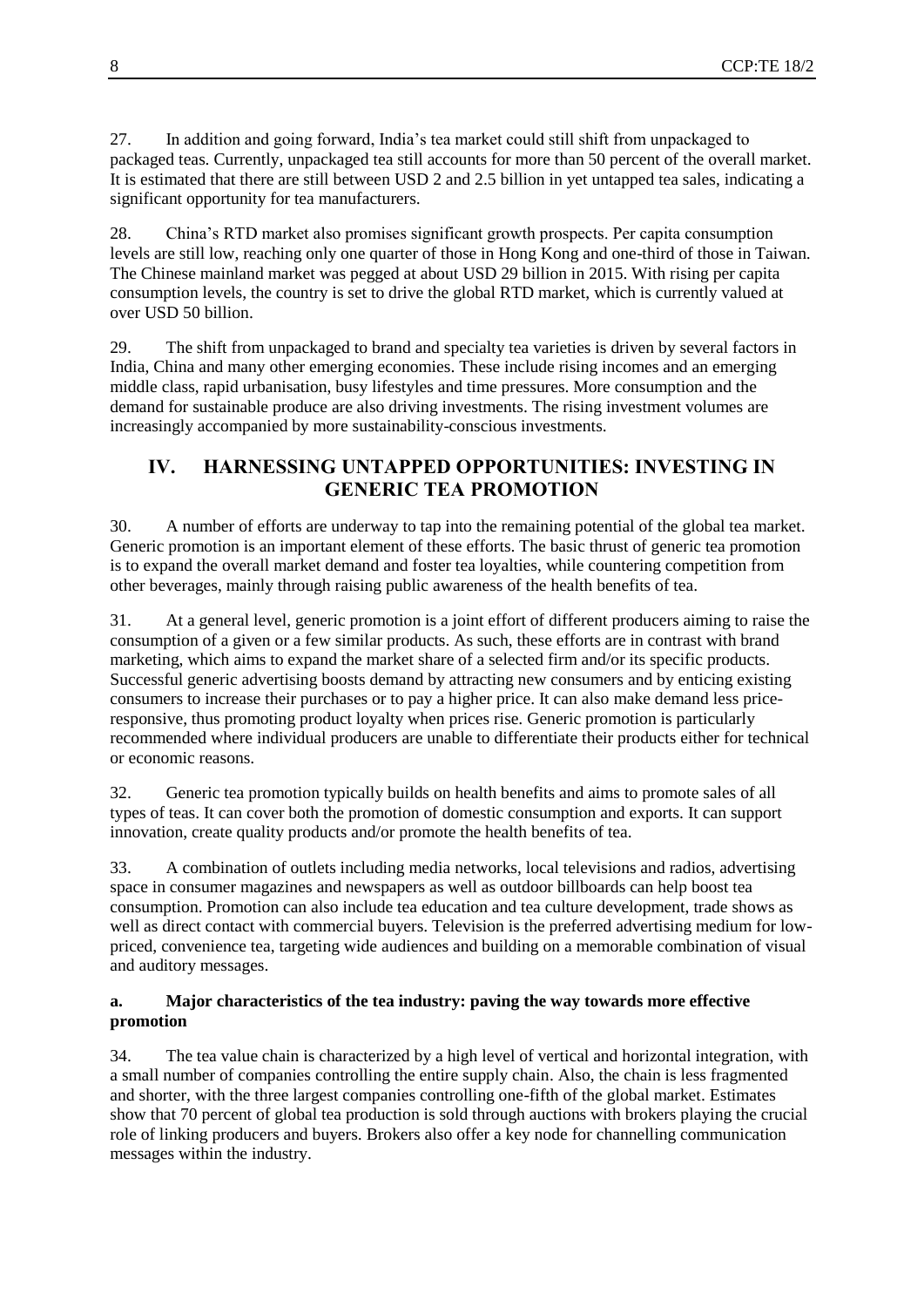27. In addition and going forward, India's tea market could still shift from unpackaged to packaged teas. Currently, unpackaged tea still accounts for more than 50 percent of the overall market. It is estimated that there are still between USD 2 and 2.5 billion in yet untapped tea sales, indicating a significant opportunity for tea manufacturers.

28. China's RTD market also promises significant growth prospects. Per capita consumption levels are still low, reaching only one quarter of those in Hong Kong and one-third of those in Taiwan. The Chinese mainland market was pegged at about USD 29 billion in 2015. With rising per capita consumption levels, the country is set to drive the global RTD market, which is currently valued at over USD 50 billion.

29. The shift from unpackaged to brand and specialty tea varieties is driven by several factors in India, China and many other emerging economies. These include rising incomes and an emerging middle class, rapid urbanisation, busy lifestyles and time pressures. More consumption and the demand for sustainable produce are also driving investments. The rising investment volumes are increasingly accompanied by more sustainability-conscious investments.

## IV. HARNESSING UNTAPPED OPPORTUNITIES: INVESTING IN GENERIC TEA PROMOTION

30. A number of efforts are underway to tap into the remaining potential of the global tea market. Generic promotion is an important element of these efforts. The basic thrust of generic tea promotion is to expand the overall market demand and foster tea loyalties, while countering competition from other beverages, mainly through raising public awareness of the health benefits of tea.

31. At a general level, generic promotion is a joint effort of different producers aiming to raise the consumption of a given or a few similar products. As such, these efforts are in contrast with brand marketing, which aims to expand the market share of a selected firm and/or its specific products. Successful generic advertising boosts demand by attracting new consumers and by enticing existing consumers to increase their purchases or to pay a higher price. It can also make demand less price-responsive, thus promoting product loyalty when prices rise. Generic promotion is particularly recommended where individual producers are unable to differentiate their products either for technical or economic reasons.

32. Generic tea promotion typically builds on health benefits and aims to promote sales of all types of teas. It can cover both the promotion of domestic consumption and exports. It can support innovation, create quality products and/or promote the health benefits of tea.

33. A combination of outlets including media networks, local televisions and radios, advertising space in consumer magazines and newspapers as well as outdoor billboards can help boost tea consumption. Promotion can also include tea education and tea culture development, trade shows as well as direct contact with commercial buyers. Television is the preferred advertising medium for low-priced, convenience tea, targeting wide audiences and building on a memorable combination of visual and auditory messages.

### a. Major characteristics of the tea industry: paving the way towards more effective promotion

34. The tea value chain is characterized by a high level of vertical and horizontal integration, with a small number of companies controlling the entire supply chain. Also, the chain is less fragmented and shorter, with the three largest companies controlling one-fifth of the global market. Estimates show that 70 percent of global tea production is sold through auctions with brokers playing the crucial role of linking producers and buyers. Brokers also offer a key node for channelling communication messages within the industry.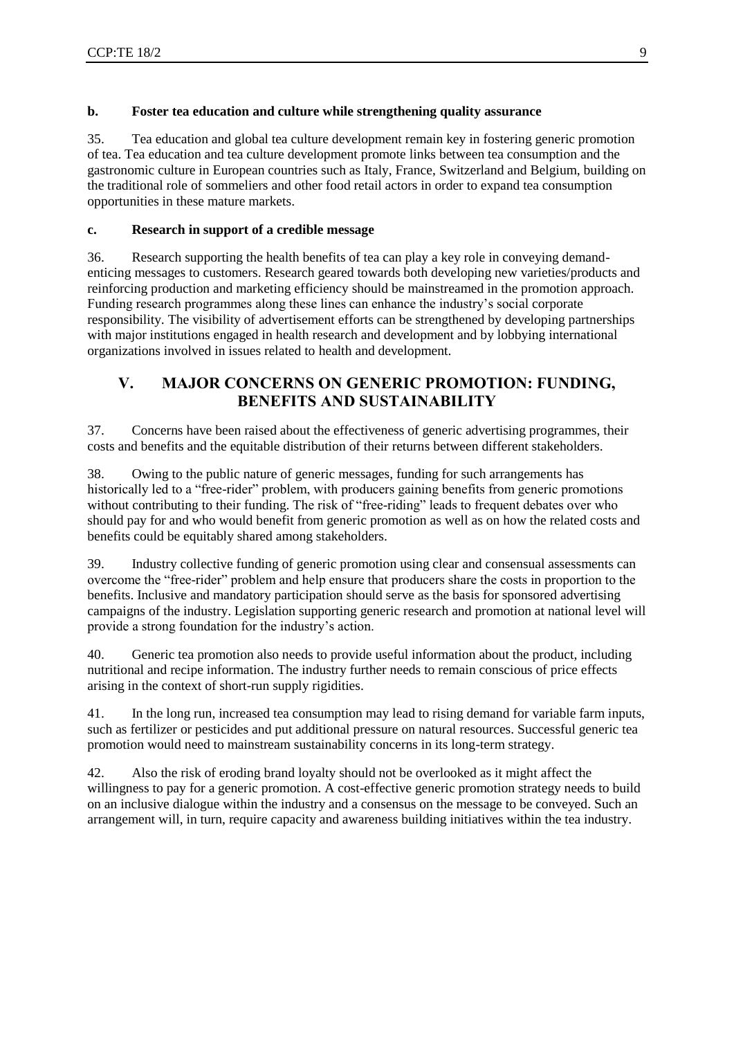### b. Foster tea education and culture while strengthening quality assurance

35. Tea education and global tea culture development remain key in fostering generic promotion of tea. Tea education and tea culture development promote links between tea consumption and the gastronomic culture in European countries such as Italy, France, Switzerland and Belgium, building on the traditional role of sommeliers and other food retail actors in order to expand tea consumption opportunities in these mature markets.

### c. Research in support of a credible message

36. Research supporting the health benefits of tea can play a key role in conveying demand-enticing messages to customers. Research geared towards both developing new varieties/products and reinforcing production and marketing efficiency should be mainstreamed in the promotion approach. Funding research programmes along these lines can enhance the industry's social corporate responsibility. The visibility of advertisement efforts can be strengthened by developing partnerships with major institutions engaged in health research and development and by lobbying international organizations involved in issues related to health and development.

## V. MAJOR CONCERNS ON GENERIC PROMOTION: FUNDING, BENEFITS AND SUSTAINABILITY

37. Concerns have been raised about the effectiveness of generic advertising programmes, their costs and benefits and the equitable distribution of their returns between different stakeholders.

38. Owing to the public nature of generic messages, funding for such arrangements has historically led to a "free-rider" problem, with producers gaining benefits from generic promotions without contributing to their funding. The risk of "free-riding" leads to frequent debates over who should pay for and who would benefit from generic promotion as well as on how the related costs and benefits could be equitably shared among stakeholders.

39. Industry collective funding of generic promotion using clear and consensual assessments can overcome the "free-rider" problem and help ensure that producers share the costs in proportion to the benefits. Inclusive and mandatory participation should serve as the basis for sponsored advertising campaigns of the industry. Legislation supporting generic research and promotion at national level will provide a strong foundation for the industry's action.

40. Generic tea promotion also needs to provide useful information about the product, including nutritional and recipe information. The industry further needs to remain conscious of price effects arising in the context of short-run supply rigidities.

41. In the long run, increased tea consumption may lead to rising demand for variable farm inputs, such as fertilizer or pesticides and put additional pressure on natural resources. Successful generic tea promotion would need to mainstream sustainability concerns in its long-term strategy.

42. Also the risk of eroding brand loyalty should not be overlooked as it might affect the willingness to pay for a generic promotion. A cost-effective generic promotion strategy needs to build on an inclusive dialogue within the industry and a consensus on the message to be conveyed. Such an arrangement will, in turn, require capacity and awareness building initiatives within the tea industry.